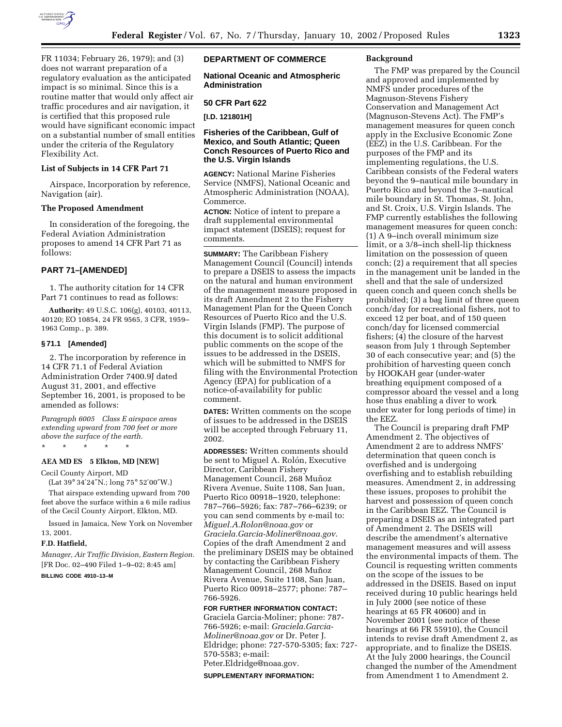FR 11034; February 26, 1979); and (3) does not warrant preparation of a regulatory evaluation as the anticipated impact is so minimal. Since this is a routine matter that would only affect air traffic procedures and air navigation, it is certified that this proposed rule would have significant economic impact on a substantial number of small entities under the criteria of the Regulatory Flexibility Act.

### List of Subjects in 14 CFR Part 71

Airspace, Incorporation by reference, Navigation (air).

### The Proposed Amendment

In consideration of the foregoing, the Federal Aviation Administration proposes to amend 14 CFR Part 71 as follows:

## PART 71–[AMENDED]

1. The authority citation for 14 CFR Part 71 continues to read as follows:

**Authority:** 49 U.S.C. 106(g), 40103, 40113, 40120; EO 10854, 24 FR 9565, 3 CFR, 1959–1963 Comp., p. 389.

### § 71.1 [Amended]

2. The incorporation by reference in 14 CFR 71.1 of Federal Aviation Administration Order 7400.9J dated August 31, 2001, and effective September 16, 2001, is proposed to be amended as follows:

*Paragraph 6005 Class E airspace areas extending upward from 700 feet or more above the surface of the earth.*

\* \* \* \* \*

**AEA MD ES 5 Elkton, MD [NEW]**

Cecil County Airport, MD

(Lat 39°34′24″N.; long 75°52′00″W.)

That airspace extending upward from 700 feet above the surface within a 6 mile radius of the Cecil County Airport, Elkton, MD.

Issued in Jamaica, New York on November 13, 2001.

**F.D. Hatfield,**

*Manager, Air Traffic Division, Eastern Region.*

[FR Doc. 02–490 Filed 1–9–02; 8:45 am]

**BILLING CODE 4910–13–M**

## DEPARTMENT OF COMMERCE

### National Oceanic and Atmospheric Administration

### 50 CFR Part 622

**[I.D. 121801H]**

### Fisheries of the Caribbean, Gulf of Mexico, and South Atlantic; Queen Conch Resources of Puerto Rico and the U.S. Virgin Islands

**AGENCY:** National Marine Fisheries Service (NMFS), National Oceanic and Atmospheric Administration (NOAA), Commerce.

**ACTION:** Notice of intent to prepare a draft supplemental environmental impact statement (DSEIS); request for comments.

**SUMMARY:** The Caribbean Fishery Management Council (Council) intends to prepare a DSEIS to assess the impacts on the natural and human environment of the management measure proposed in its draft Amendment 2 to the Fishery Management Plan for the Queen Conch Resources of Puerto Rico and the U.S. Virgin Islands (FMP). The purpose of this document is to solicit additional public comments on the scope of the issues to be addressed in the DSEIS, which will be submitted to NMFS for filing with the Environmental Protection Agency (EPA) for publication of a notice-of-availability for public comment.

**DATES:** Written comments on the scope of issues to be addressed in the DSEIS will be accepted through February 11, 2002.

**ADDRESSES:** Written comments should be sent to Miguel A. Rolón, Executive Director, Caribbean Fishery Management Council, 268 Muñoz Rivera Avenue, Suite 1108, San Juan, Puerto Rico 00918–1920, telephone: 787–766–5926; fax: 787–766–6239; or you can send comments by e-mail to: *Miguel.A.Rolon@noaa.gov* or *Graciela.Garcia-Moliner@noaa.gov*. Copies of the draft Amendment 2 and the preliminary DSEIS may be obtained by contacting the Caribbean Fishery Management Council, 268 Muñoz Rivera Avenue, Suite 1108, San Juan, Puerto Rico 00918–2577; phone: 787–766-5926.

**FOR FURTHER INFORMATION CONTACT:** Graciela Garcia-Moliner; phone: 787-766-5926; e-mail: *Graciela.Garcia-Moliner@noaa.gov* or Dr. Peter J. Eldridge; phone: 727-570-5305; fax: 727-570-5583; e-mail: Peter.Eldridge@noaa.gov.

**SUPPLEMENTARY INFORMATION:**

### Background

The FMP was prepared by the Council and approved and implemented by NMFS under procedures of the Magnuson-Stevens Fishery Conservation and Management Act (Magnuson-Stevens Act). The FMP's management measures for queen conch apply in the Exclusive Economic Zone (EEZ) in the U.S. Caribbean. For the purposes of the FMP and its implementing regulations, the U.S. Caribbean consists of the Federal waters beyond the 9–nautical mile boundary in Puerto Rico and beyond the 3–nautical mile boundary in St. Thomas, St. John, and St. Croix, U.S. Virgin Islands. The FMP currently establishes the following management measures for queen conch: (1) A 9–inch overall minimum size limit, or a 3/8–inch shell-lip thickness limitation on the possession of queen conch; (2) a requirement that all species in the management unit be landed in the shell and that the sale of undersized queen conch and queen conch shells be prohibited; (3) a bag limit of three queen conch/day for recreational fishers, not to exceed 12 per boat, and of 150 queen conch/day for licensed commercial fishers; (4) the closure of the harvest season from July 1 through September 30 of each consecutive year; and (5) the prohibition of harvesting queen conch by HOOKAH gear (under-water breathing equipment composed of a compressor aboard the vessel and a long hose thus enabling a diver to work under water for long periods of time) in the EEZ.

The Council is preparing draft FMP Amendment 2. The objectives of Amendment 2 are to address NMFS' determination that queen conch is overfished and is undergoing overfishing and to establish rebuilding measures. Amendment 2, in addressing these issues, proposes to prohibit the harvest and possession of queen conch in the Caribbean EEZ. The Council is preparing a DSEIS as an integrated part of Amendment 2. The DSEIS will describe the amendment's alternative management measures and will assess the environmental impacts of them. The Council is requesting written comments on the scope of the issues to be addressed in the DSEIS. Based on input received during 10 public hearings held in July 2000 (see notice of these hearings at 65 FR 40600) and in November 2001 (see notice of these hearings at 66 FR 55910), the Council intends to revise draft Amendment 2, as appropriate, and to finalize the DSEIS. At the July 2000 hearings, the Council changed the number of the Amendment from Amendment 1 to Amendment 2.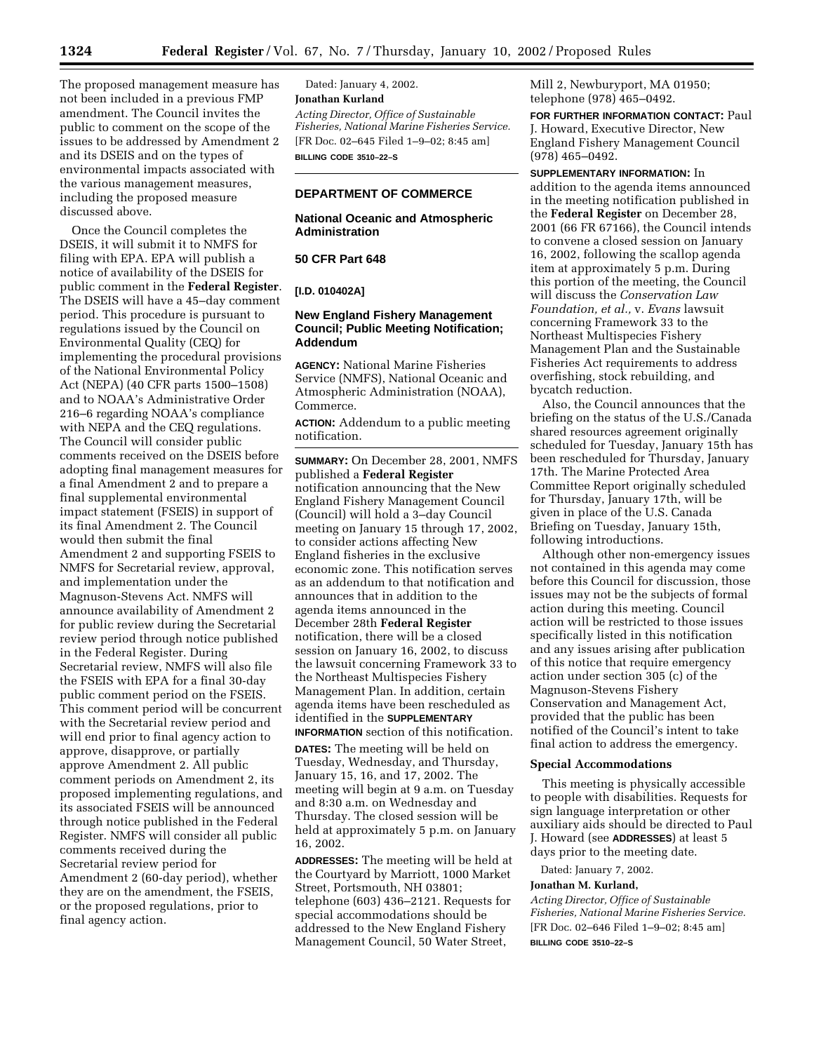The proposed management measure has not been included in a previous FMP amendment. The Council invites the public to comment on the scope of the issues to be addressed by Amendment 2 and its DSEIS and on the types of environmental impacts associated with the various management measures, including the proposed measure discussed above.

Once the Council completes the DSEIS, it will submit it to NMFS for filing with EPA. EPA will publish a notice of availability of the DSEIS for public comment in the **Federal Register**. The DSEIS will have a 45–day comment period. This procedure is pursuant to regulations issued by the Council on Environmental Quality (CEQ) for implementing the procedural provisions of the National Environmental Policy Act (NEPA) (40 CFR parts 1500–1508) and to NOAA's Administrative Order 216–6 regarding NOAA's compliance with NEPA and the CEQ regulations. The Council will consider public comments received on the DSEIS before adopting final management measures for a final Amendment 2 and to prepare a final supplemental environmental impact statement (FSEIS) in support of its final Amendment 2. The Council would then submit the final Amendment 2 and supporting FSEIS to NMFS for Secretarial review, approval, and implementation under the Magnuson-Stevens Act. NMFS will announce availability of Amendment 2 for public review during the Secretarial review period through notice published in the Federal Register. During Secretarial review, NMFS will also file the FSEIS with EPA for a final 30-day public comment period on the FSEIS. This comment period will be concurrent with the Secretarial review period and will end prior to final agency action to approve, disapprove, or partially approve Amendment 2. All public comment periods on Amendment 2, its proposed implementing regulations, and its associated FSEIS will be announced through notice published in the Federal Register. NMFS will consider all public comments received during the Secretarial review period for Amendment 2 (60-day period), whether they are on the amendment, the FSEIS, or the proposed regulations, prior to final agency action.

Dated: January 4, 2002.

**Jonathan Kurland**

*Acting Director, Office of Sustainable Fisheries, National Marine Fisheries Service.*

[FR Doc. 02–645 Filed 1–9–02; 8:45 am]

**BILLING CODE 3510–22–S**

---

## DEPARTMENT OF COMMERCE

### National Oceanic and Atmospheric Administration

### 50 CFR Part 648

**[I.D. 010402A]**

### New England Fishery Management Council; Public Meeting Notification; Addendum

**AGENCY:** National Marine Fisheries Service (NMFS), National Oceanic and Atmospheric Administration (NOAA), Commerce.

**ACTION:** Addendum to a public meeting notification.

**SUMMARY:** On December 28, 2001, NMFS published a **Federal Register** notification announcing that the New England Fishery Management Council (Council) will hold a 3–day Council meeting on January 15 through 17, 2002, to consider actions affecting New England fisheries in the exclusive economic zone. This notification serves as an addendum to that notification and announces that in addition to the agenda items announced in the December 28th **Federal Register** notification, there will be a closed session on January 16, 2002, to discuss the lawsuit concerning Framework 33 to the Northeast Multispecies Fishery Management Plan. In addition, certain agenda items have been rescheduled as identified in the **SUPPLEMENTARY INFORMATION** section of this notification.

**DATES:** The meeting will be held on Tuesday, Wednesday, and Thursday, January 15, 16, and 17, 2002. The meeting will begin at 9 a.m. on Tuesday and 8:30 a.m. on Wednesday and Thursday. The closed session will be held at approximately 5 p.m. on January 16, 2002.

**ADDRESSES:** The meeting will be held at the Courtyard by Marriott, 1000 Market Street, Portsmouth, NH 03801; telephone (603) 436–2121. Requests for special accommodations should be addressed to the New England Fishery Management Council, 50 Water Street, Mill 2, Newburyport, MA 01950; telephone (978) 465–0492.

**FOR FURTHER INFORMATION CONTACT:** Paul J. Howard, Executive Director, New England Fishery Management Council (978) 465–0492.

**SUPPLEMENTARY INFORMATION:** In addition to the agenda items announced in the meeting notification published in the **Federal Register** on December 28, 2001 (66 FR 67166), the Council intends to convene a closed session on January 16, 2002, following the scallop agenda item at approximately 5 p.m. During this portion of the meeting, the Council will discuss the *Conservation Law Foundation, et al.,* v. *Evans* lawsuit concerning Framework 33 to the Northeast Multispecies Fishery Management Plan and the Sustainable Fisheries Act requirements to address overfishing, stock rebuilding, and bycatch reduction.

Also, the Council announces that the briefing on the status of the U.S./Canada shared resources agreement originally scheduled for Tuesday, January 15th has been rescheduled for Thursday, January 17th. The Marine Protected Area Committee Report originally scheduled for Thursday, January 17th, will be given in place of the U.S. Canada Briefing on Tuesday, January 15th, following introductions.

Although other non-emergency issues not contained in this agenda may come before this Council for discussion, those issues may not be the subjects of formal action during this meeting. Council action will be restricted to those issues specifically listed in this notification and any issues arising after publication of this notice that require emergency action under section 305 (c) of the Magnuson-Stevens Fishery Conservation and Management Act, provided that the public has been notified of the Council's intent to take final action to address the emergency.

#### Special Accommodations

This meeting is physically accessible to people with disabilities. Requests for sign language interpretation or other auxiliary aids should be directed to Paul J. Howard (see **ADDRESSES**) at least 5 days prior to the meeting date.

Dated: January 7, 2002.

**Jonathan M. Kurland,**

*Acting Director, Office of Sustainable Fisheries, National Marine Fisheries Service.*

[FR Doc. 02–646 Filed 1–9–02; 8:45 am]

**BILLING CODE 3510–22–S**